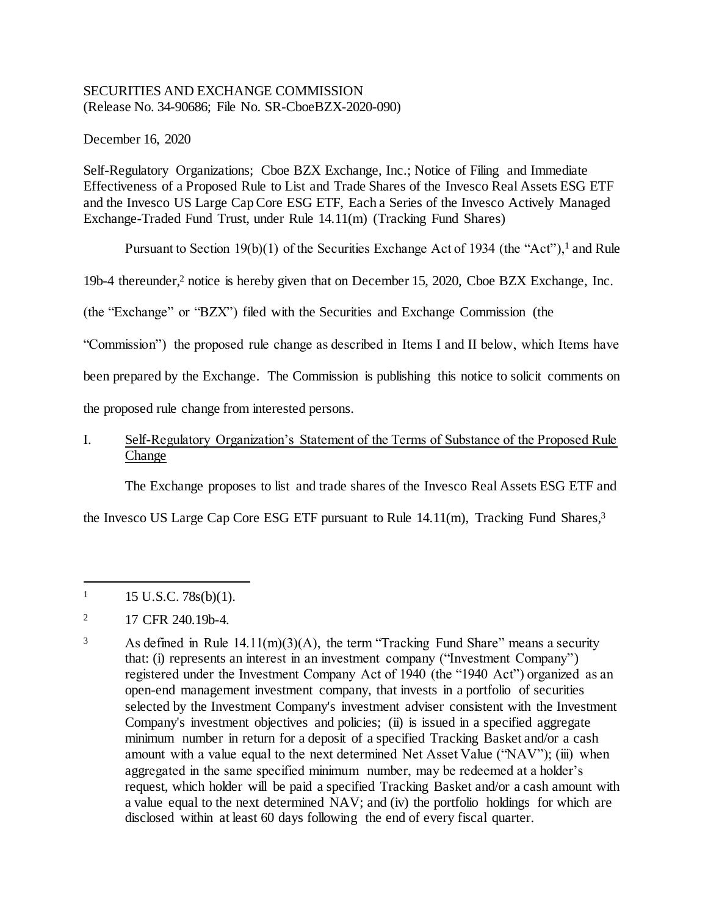SECURITIES AND EXCHANGE COMMISSION
(Release No. 34-90686; File No. SR-CboeBZX-2020-090)

December 16, 2020

Self-Regulatory Organizations; Cboe BZX Exchange, Inc.; Notice of Filing and Immediate Effectiveness of a Proposed Rule to List and Trade Shares of the Invesco Real Assets ESG ETF and the Invesco US Large Cap Core ESG ETF, Each a Series of the Invesco Actively Managed Exchange-Traded Fund Trust, under Rule 14.11(m) (Tracking Fund Shares)

Pursuant to Section 19(b)(1) of the Securities Exchange Act of 1934 (the "Act"),[1] and Rule 19b-4 thereunder,[2] notice is hereby given that on December 15, 2020, Cboe BZX Exchange, Inc. (the "Exchange" or "BZX") filed with the Securities and Exchange Commission (the "Commission") the proposed rule change as described in Items I and II below, which Items have been prepared by the Exchange. The Commission is publishing this notice to solicit comments on the proposed rule change from interested persons.

I. Self-Regulatory Organization's Statement of the Terms of Substance of the Proposed Rule Change

The Exchange proposes to list and trade shares of the Invesco Real Assets ESG ETF and the Invesco US Large Cap Core ESG ETF pursuant to Rule 14.11(m), Tracking Fund Shares,[3]

---

[1] 15 U.S.C. 78s(b)(1).

[2] 17 CFR 240.19b-4.

[3] As defined in Rule 14.11(m)(3)(A), the term "Tracking Fund Share" means a security that: (i) represents an interest in an investment company ("Investment Company") registered under the Investment Company Act of 1940 (the "1940 Act") organized as an open-end management investment company, that invests in a portfolio of securities selected by the Investment Company's investment adviser consistent with the Investment Company's investment objectives and policies; (ii) is issued in a specified aggregate minimum number in return for a deposit of a specified Tracking Basket and/or a cash amount with a value equal to the next determined Net Asset Value ("NAV"); (iii) when aggregated in the same specified minimum number, may be redeemed at a holder's request, which holder will be paid a specified Tracking Basket and/or a cash amount with a value equal to the next determined NAV; and (iv) the portfolio holdings for which are disclosed within at least 60 days following the end of every fiscal quarter.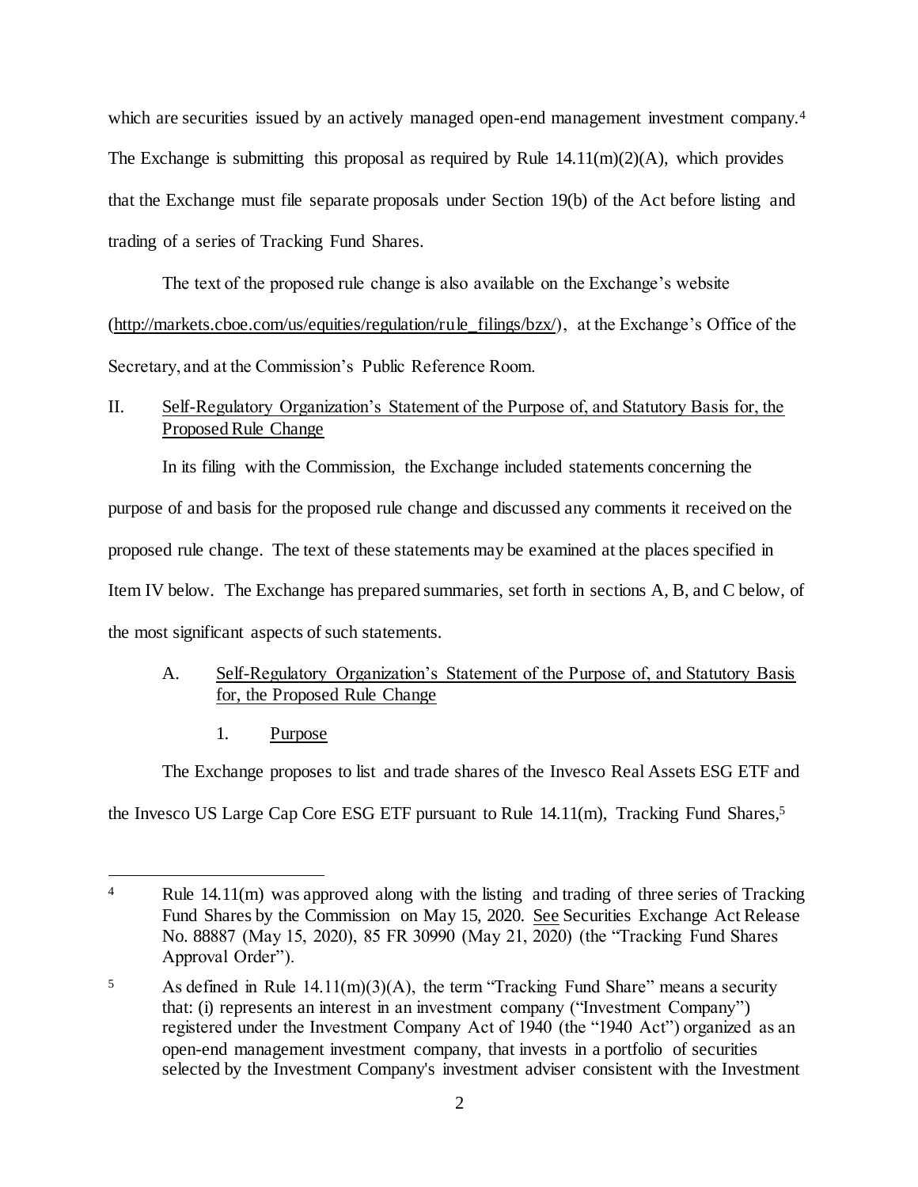which are securities issued by an actively managed open-end management investment company.[4] The Exchange is submitting this proposal as required by Rule 14.11(m)(2)(A), which provides that the Exchange must file separate proposals under Section 19(b) of the Act before listing and trading of a series of Tracking Fund Shares.

The text of the proposed rule change is also available on the Exchange's website (http://markets.cboe.com/us/equities/regulation/rule_filings/bzx/), at the Exchange's Office of the Secretary, and at the Commission's Public Reference Room.

## II. Self-Regulatory Organization's Statement of the Purpose of, and Statutory Basis for, the Proposed Rule Change

In its filing with the Commission, the Exchange included statements concerning the purpose of and basis for the proposed rule change and discussed any comments it received on the proposed rule change. The text of these statements may be examined at the places specified in Item IV below. The Exchange has prepared summaries, set forth in sections A, B, and C below, of the most significant aspects of such statements.

### A. Self-Regulatory Organization's Statement of the Purpose of, and Statutory Basis for, the Proposed Rule Change

#### 1. Purpose

The Exchange proposes to list and trade shares of the Invesco Real Assets ESG ETF and the Invesco US Large Cap Core ESG ETF pursuant to Rule 14.11(m), Tracking Fund Shares,[5]

---

[4] Rule 14.11(m) was approved along with the listing and trading of three series of Tracking Fund Shares by the Commission on May 15, 2020. See Securities Exchange Act Release No. 88887 (May 15, 2020), 85 FR 30990 (May 21, 2020) (the "Tracking Fund Shares Approval Order").

[5] As defined in Rule 14.11(m)(3)(A), the term "Tracking Fund Share" means a security that: (i) represents an interest in an investment company ("Investment Company") registered under the Investment Company Act of 1940 (the "1940 Act") organized as an open-end management investment company, that invests in a portfolio of securities selected by the Investment Company's investment adviser consistent with the Investment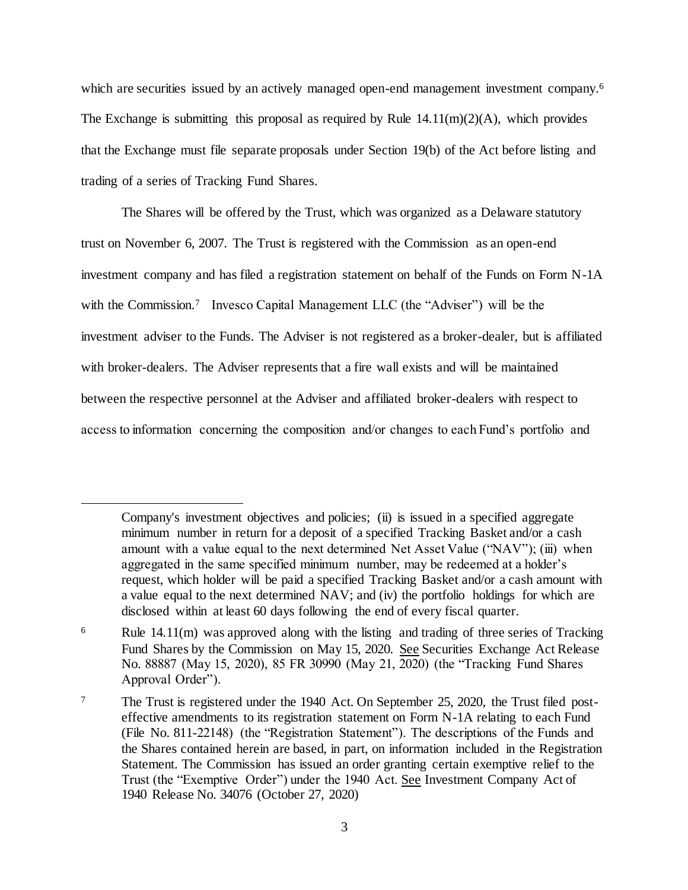which are securities issued by an actively managed open-end management investment company.[6] The Exchange is submitting this proposal as required by Rule 14.11(m)(2)(A), which provides that the Exchange must file separate proposals under Section 19(b) of the Act before listing and trading of a series of Tracking Fund Shares.

The Shares will be offered by the Trust, which was organized as a Delaware statutory trust on November 6, 2007. The Trust is registered with the Commission as an open-end investment company and has filed a registration statement on behalf of the Funds on Form N-1A with the Commission.[7] Invesco Capital Management LLC (the "Adviser") will be the investment adviser to the Funds. The Adviser is not registered as a broker-dealer, but is affiliated with broker-dealers. The Adviser represents that a fire wall exists and will be maintained between the respective personnel at the Adviser and affiliated broker-dealers with respect to access to information concerning the composition and/or changes to each Fund's portfolio and

---

Company's investment objectives and policies; (ii) is issued in a specified aggregate minimum number in return for a deposit of a specified Tracking Basket and/or a cash amount with a value equal to the next determined Net Asset Value ("NAV"); (iii) when aggregated in the same specified minimum number, may be redeemed at a holder's request, which holder will be paid a specified Tracking Basket and/or a cash amount with a value equal to the next determined NAV; and (iv) the portfolio holdings for which are disclosed within at least 60 days following the end of every fiscal quarter.

[6] Rule 14.11(m) was approved along with the listing and trading of three series of Tracking Fund Shares by the Commission on May 15, 2020. See Securities Exchange Act Release No. 88887 (May 15, 2020), 85 FR 30990 (May 21, 2020) (the "Tracking Fund Shares Approval Order").

[7] The Trust is registered under the 1940 Act. On September 25, 2020, the Trust filed post-effective amendments to its registration statement on Form N-1A relating to each Fund (File No. 811-22148) (the "Registration Statement"). The descriptions of the Funds and the Shares contained herein are based, in part, on information included in the Registration Statement. The Commission has issued an order granting certain exemptive relief to the Trust (the "Exemptive Order") under the 1940 Act. See Investment Company Act of 1940 Release No. 34076 (October 27, 2020)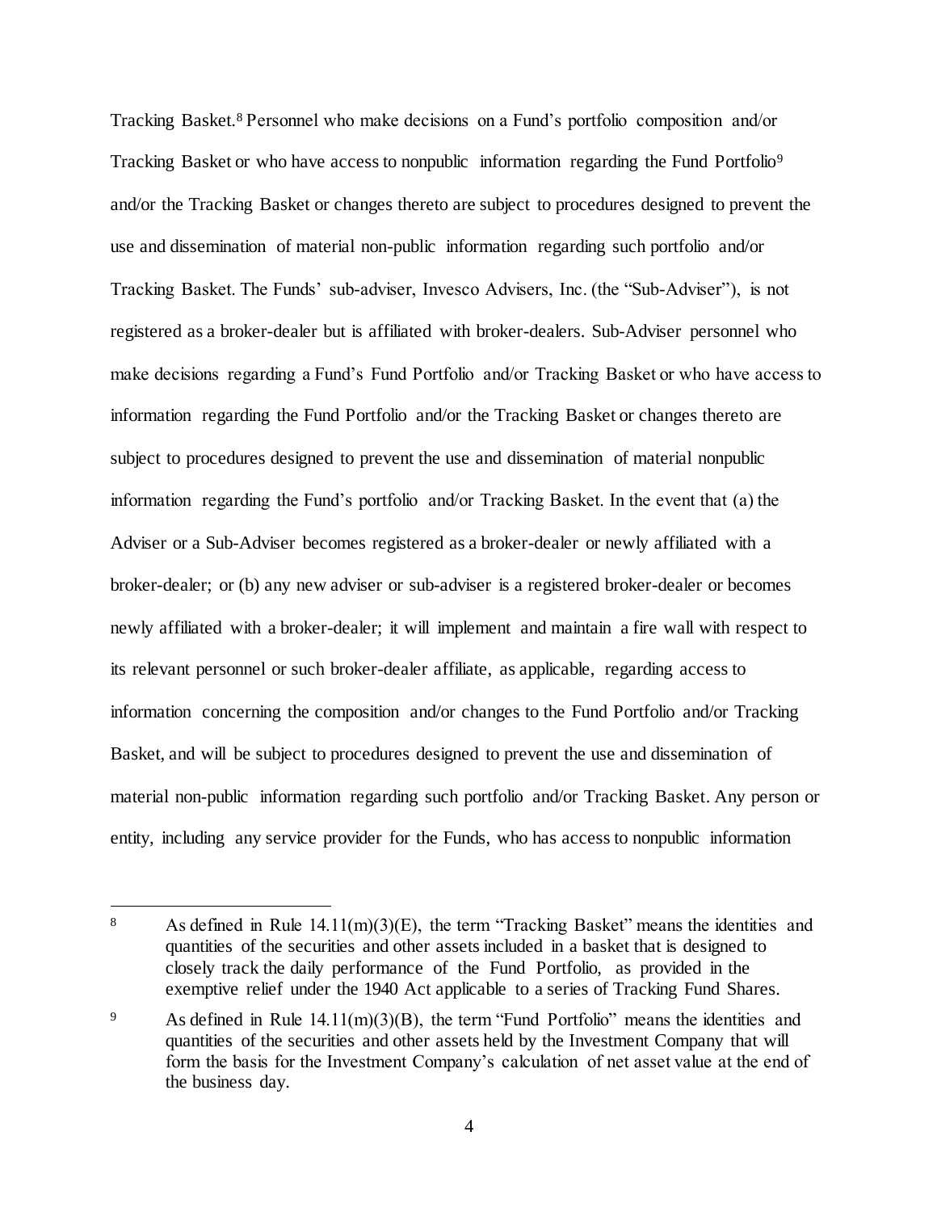Tracking Basket.[8] Personnel who make decisions on a Fund's portfolio composition and/or Tracking Basket or who have access to nonpublic information regarding the Fund Portfolio[9] and/or the Tracking Basket or changes thereto are subject to procedures designed to prevent the use and dissemination of material non-public information regarding such portfolio and/or Tracking Basket. The Funds' sub-adviser, Invesco Advisers, Inc. (the "Sub-Adviser"), is not registered as a broker-dealer but is affiliated with broker-dealers. Sub-Adviser personnel who make decisions regarding a Fund's Fund Portfolio and/or Tracking Basket or who have access to information regarding the Fund Portfolio and/or the Tracking Basket or changes thereto are subject to procedures designed to prevent the use and dissemination of material nonpublic information regarding the Fund's portfolio and/or Tracking Basket. In the event that (a) the Adviser or a Sub-Adviser becomes registered as a broker-dealer or newly affiliated with a broker-dealer; or (b) any new adviser or sub-adviser is a registered broker-dealer or becomes newly affiliated with a broker-dealer; it will implement and maintain a fire wall with respect to its relevant personnel or such broker-dealer affiliate, as applicable, regarding access to information concerning the composition and/or changes to the Fund Portfolio and/or Tracking Basket, and will be subject to procedures designed to prevent the use and dissemination of material non-public information regarding such portfolio and/or Tracking Basket. Any person or entity, including any service provider for the Funds, who has access to nonpublic information

---

[8] As defined in Rule 14.11(m)(3)(E), the term "Tracking Basket" means the identities and quantities of the securities and other assets included in a basket that is designed to closely track the daily performance of the Fund Portfolio, as provided in the exemptive relief under the 1940 Act applicable to a series of Tracking Fund Shares.

[9] As defined in Rule 14.11(m)(3)(B), the term "Fund Portfolio" means the identities and quantities of the securities and other assets held by the Investment Company that will form the basis for the Investment Company's calculation of net asset value at the end of the business day.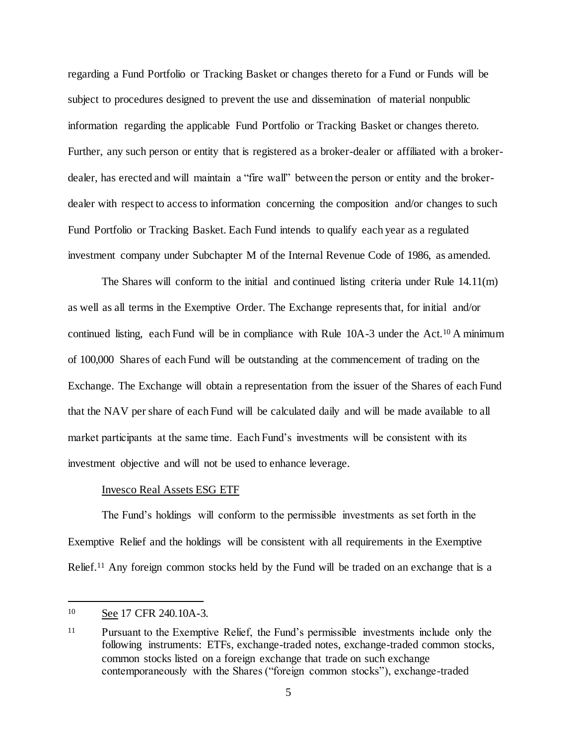regarding a Fund Portfolio or Tracking Basket or changes thereto for a Fund or Funds will be subject to procedures designed to prevent the use and dissemination of material nonpublic information regarding the applicable Fund Portfolio or Tracking Basket or changes thereto. Further, any such person or entity that is registered as a broker-dealer or affiliated with a broker-dealer, has erected and will maintain a "fire wall" between the person or entity and the broker-dealer with respect to access to information concerning the composition and/or changes to such Fund Portfolio or Tracking Basket. Each Fund intends to qualify each year as a regulated investment company under Subchapter M of the Internal Revenue Code of 1986, as amended.

The Shares will conform to the initial and continued listing criteria under Rule 14.11(m) as well as all terms in the Exemptive Order. The Exchange represents that, for initial and/or continued listing, each Fund will be in compliance with Rule 10A-3 under the Act.[10] A minimum of 100,000 Shares of each Fund will be outstanding at the commencement of trading on the Exchange. The Exchange will obtain a representation from the issuer of the Shares of each Fund that the NAV per share of each Fund will be calculated daily and will be made available to all market participants at the same time. Each Fund's investments will be consistent with its investment objective and will not be used to enhance leverage.

Invesco Real Assets ESG ETF

The Fund's holdings will conform to the permissible investments as set forth in the Exemptive Relief and the holdings will be consistent with all requirements in the Exemptive Relief.[11] Any foreign common stocks held by the Fund will be traded on an exchange that is a

---

[10] See 17 CFR 240.10A-3.

[11] Pursuant to the Exemptive Relief, the Fund's permissible investments include only the following instruments: ETFs, exchange-traded notes, exchange-traded common stocks, common stocks listed on a foreign exchange that trade on such exchange contemporaneously with the Shares ("foreign common stocks"), exchange-traded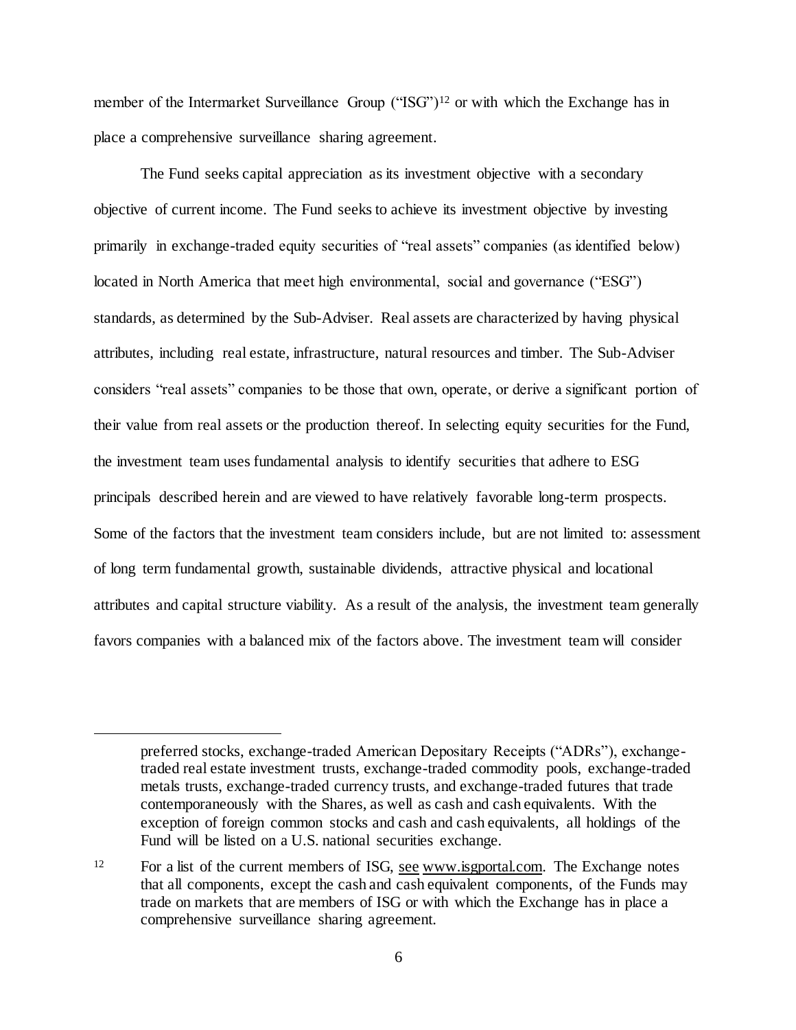member of the Intermarket Surveillance Group ("ISG")[12] or with which the Exchange has in place a comprehensive surveillance sharing agreement.

The Fund seeks capital appreciation as its investment objective with a secondary objective of current income. The Fund seeks to achieve its investment objective by investing primarily in exchange-traded equity securities of "real assets" companies (as identified below) located in North America that meet high environmental, social and governance ("ESG") standards, as determined by the Sub-Adviser. Real assets are characterized by having physical attributes, including real estate, infrastructure, natural resources and timber. The Sub-Adviser considers "real assets" companies to be those that own, operate, or derive a significant portion of their value from real assets or the production thereof. In selecting equity securities for the Fund, the investment team uses fundamental analysis to identify securities that adhere to ESG principals described herein and are viewed to have relatively favorable long-term prospects. Some of the factors that the investment team considers include, but are not limited to: assessment of long term fundamental growth, sustainable dividends, attractive physical and locational attributes and capital structure viability. As a result of the analysis, the investment team generally favors companies with a balanced mix of the factors above. The investment team will consider

---

preferred stocks, exchange-traded American Depositary Receipts ("ADRs"), exchange-traded real estate investment trusts, exchange-traded commodity pools, exchange-traded metals trusts, exchange-traded currency trusts, and exchange-traded futures that trade contemporaneously with the Shares, as well as cash and cash equivalents. With the exception of foreign common stocks and cash and cash equivalents, all holdings of the Fund will be listed on a U.S. national securities exchange.

[12] For a list of the current members of ISG, see www.isgportal.com. The Exchange notes that all components, except the cash and cash equivalent components, of the Funds may trade on markets that are members of ISG or with which the Exchange has in place a comprehensive surveillance sharing agreement.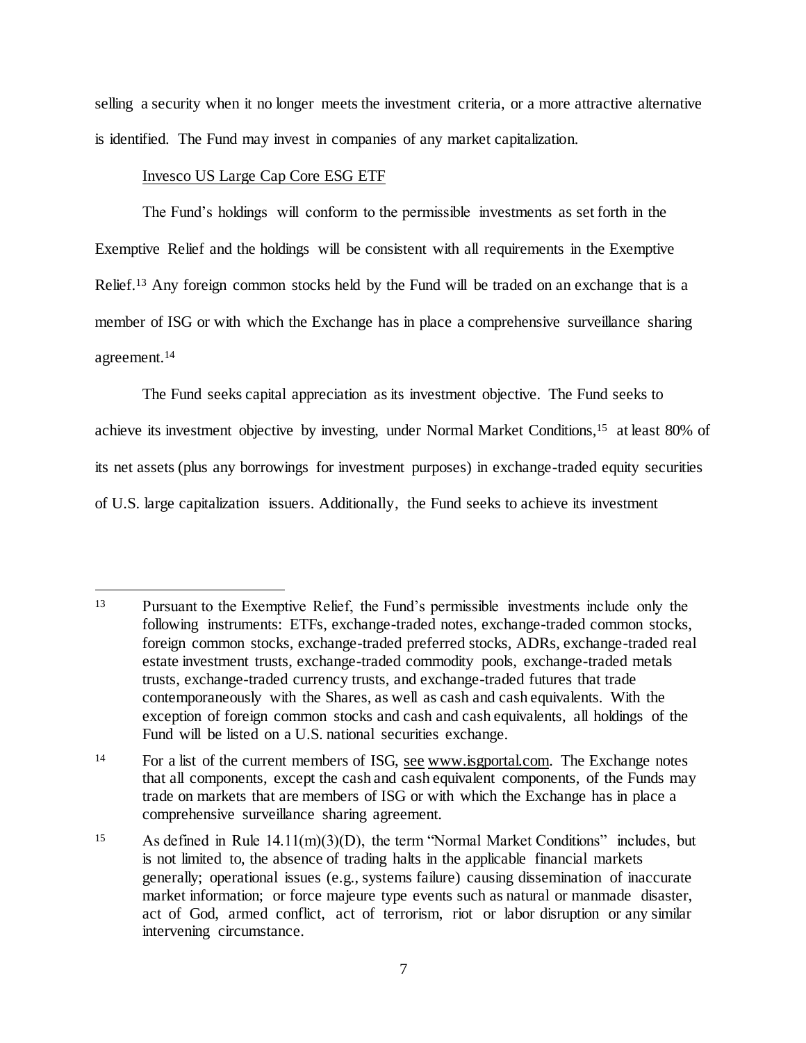selling a security when it no longer meets the investment criteria, or a more attractive alternative is identified. The Fund may invest in companies of any market capitalization.

Invesco US Large Cap Core ESG ETF

The Fund's holdings will conform to the permissible investments as set forth in the Exemptive Relief and the holdings will be consistent with all requirements in the Exemptive Relief.[13] Any foreign common stocks held by the Fund will be traded on an exchange that is a member of ISG or with which the Exchange has in place a comprehensive surveillance sharing agreement.[14]

The Fund seeks capital appreciation as its investment objective. The Fund seeks to achieve its investment objective by investing, under Normal Market Conditions,[15] at least 80% of its net assets (plus any borrowings for investment purposes) in exchange-traded equity securities of U.S. large capitalization issuers. Additionally, the Fund seeks to achieve its investment

---

[13] Pursuant to the Exemptive Relief, the Fund's permissible investments include only the following instruments: ETFs, exchange-traded notes, exchange-traded common stocks, foreign common stocks, exchange-traded preferred stocks, ADRs, exchange-traded real estate investment trusts, exchange-traded commodity pools, exchange-traded metals trusts, exchange-traded currency trusts, and exchange-traded futures that trade contemporaneously with the Shares, as well as cash and cash equivalents. With the exception of foreign common stocks and cash and cash equivalents, all holdings of the Fund will be listed on a U.S. national securities exchange.

[14] For a list of the current members of ISG, see www.isgportal.com. The Exchange notes that all components, except the cash and cash equivalent components, of the Funds may trade on markets that are members of ISG or with which the Exchange has in place a comprehensive surveillance sharing agreement.

[15] As defined in Rule 14.11(m)(3)(D), the term "Normal Market Conditions" includes, but is not limited to, the absence of trading halts in the applicable financial markets generally; operational issues (e.g., systems failure) causing dissemination of inaccurate market information; or force majeure type events such as natural or manmade disaster, act of God, armed conflict, act of terrorism, riot or labor disruption or any similar intervening circumstance.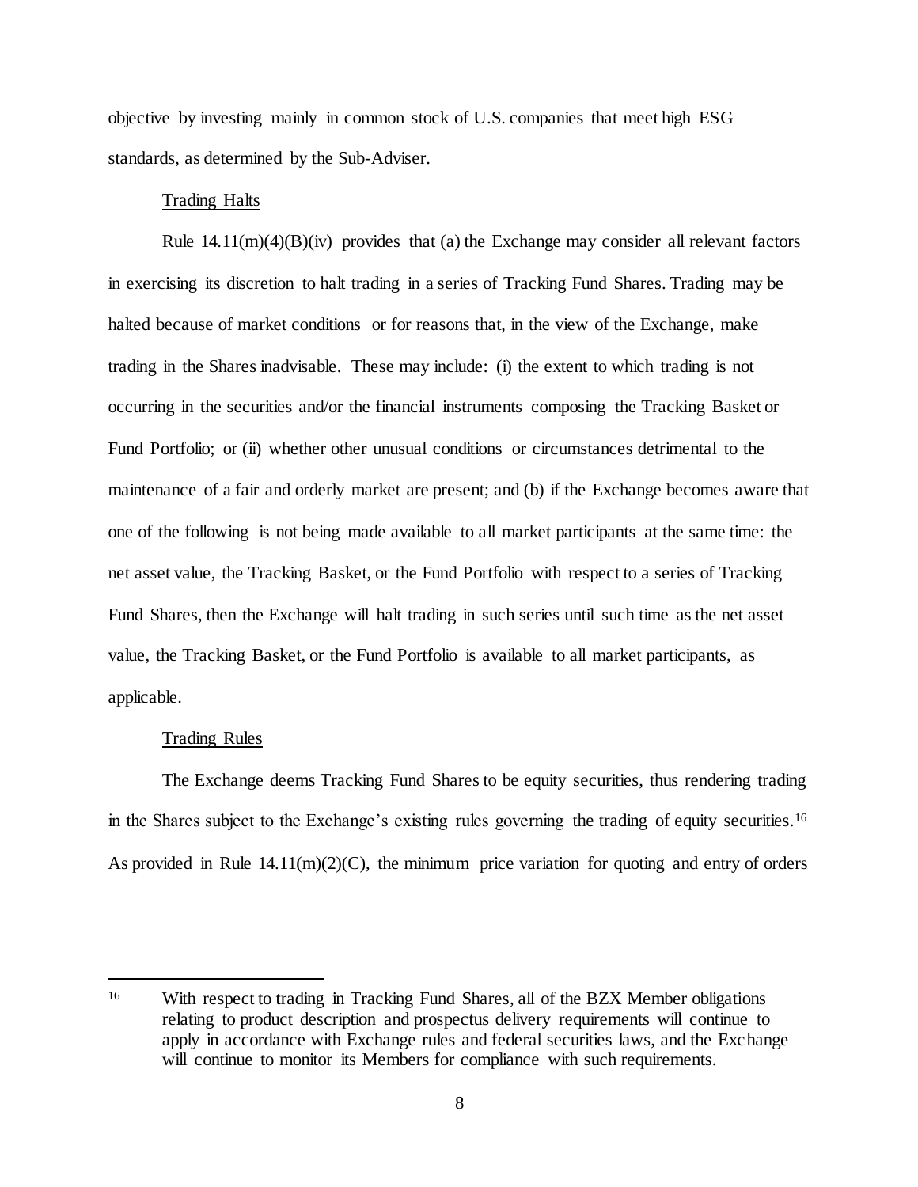objective by investing mainly in common stock of U.S. companies that meet high ESG standards, as determined by the Sub-Adviser.

Trading Halts

Rule 14.11(m)(4)(B)(iv) provides that (a) the Exchange may consider all relevant factors in exercising its discretion to halt trading in a series of Tracking Fund Shares. Trading may be halted because of market conditions or for reasons that, in the view of the Exchange, make trading in the Shares inadvisable. These may include: (i) the extent to which trading is not occurring in the securities and/or the financial instruments composing the Tracking Basket or Fund Portfolio; or (ii) whether other unusual conditions or circumstances detrimental to the maintenance of a fair and orderly market are present; and (b) if the Exchange becomes aware that one of the following is not being made available to all market participants at the same time: the net asset value, the Tracking Basket, or the Fund Portfolio with respect to a series of Tracking Fund Shares, then the Exchange will halt trading in such series until such time as the net asset value, the Tracking Basket, or the Fund Portfolio is available to all market participants, as applicable.

Trading Rules

The Exchange deems Tracking Fund Shares to be equity securities, thus rendering trading in the Shares subject to the Exchange's existing rules governing the trading of equity securities.[16] As provided in Rule 14.11(m)(2)(C), the minimum price variation for quoting and entry of orders

---

[16] With respect to trading in Tracking Fund Shares, all of the BZX Member obligations relating to product description and prospectus delivery requirements will continue to apply in accordance with Exchange rules and federal securities laws, and the Exchange will continue to monitor its Members for compliance with such requirements.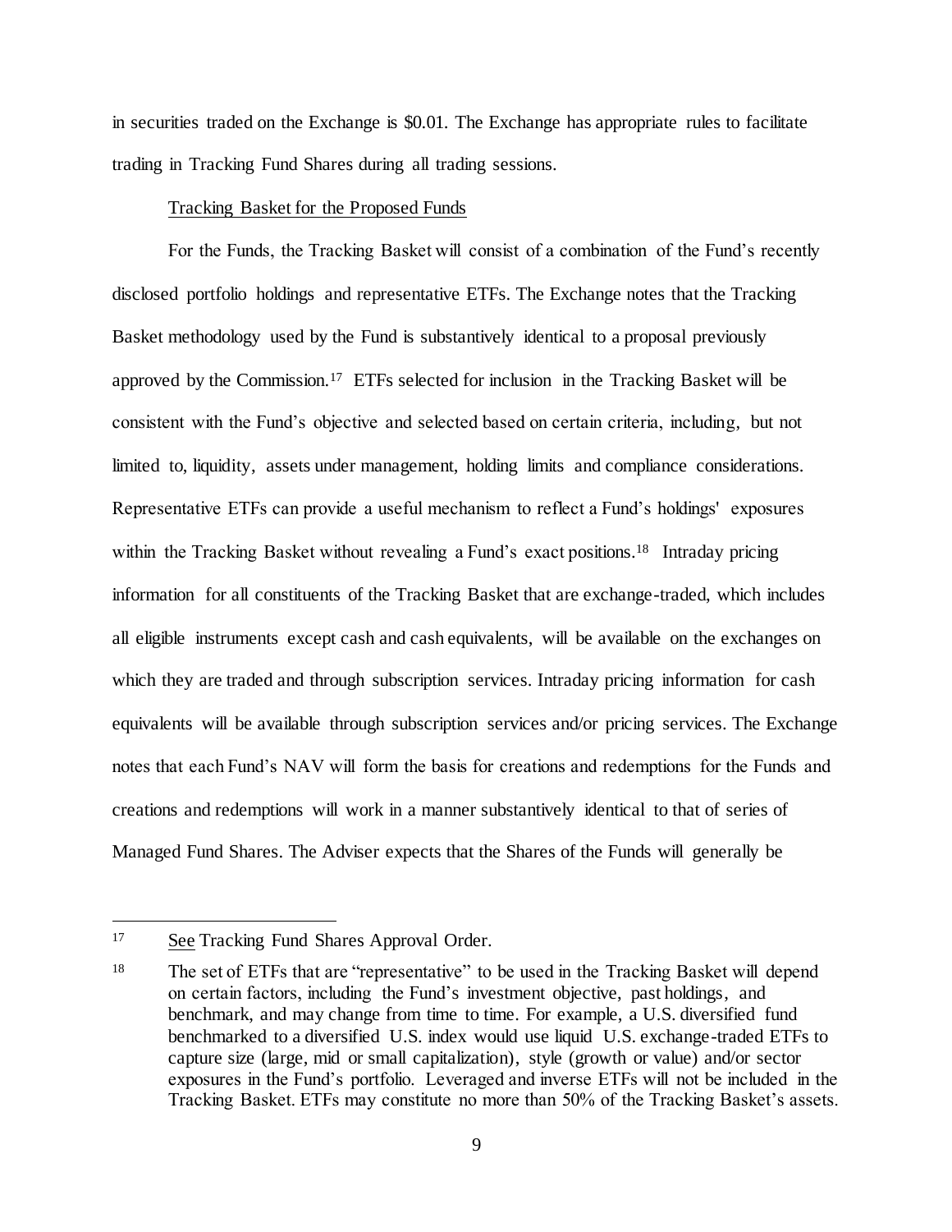in securities traded on the Exchange is $0.01. The Exchange has appropriate rules to facilitate trading in Tracking Fund Shares during all trading sessions.

Tracking Basket for the Proposed Funds

For the Funds, the Tracking Basket will consist of a combination of the Fund's recently disclosed portfolio holdings and representative ETFs. The Exchange notes that the Tracking Basket methodology used by the Fund is substantively identical to a proposal previously approved by the Commission.[17] ETFs selected for inclusion in the Tracking Basket will be consistent with the Fund's objective and selected based on certain criteria, including, but not limited to, liquidity, assets under management, holding limits and compliance considerations. Representative ETFs can provide a useful mechanism to reflect a Fund's holdings' exposures within the Tracking Basket without revealing a Fund's exact positions.[18] Intraday pricing information for all constituents of the Tracking Basket that are exchange-traded, which includes all eligible instruments except cash and cash equivalents, will be available on the exchanges on which they are traded and through subscription services. Intraday pricing information for cash equivalents will be available through subscription services and/or pricing services. The Exchange notes that each Fund's NAV will form the basis for creations and redemptions for the Funds and creations and redemptions will work in a manner substantively identical to that of series of Managed Fund Shares. The Adviser expects that the Shares of the Funds will generally be

---

[17] See Tracking Fund Shares Approval Order.

[18] The set of ETFs that are "representative" to be used in the Tracking Basket will depend on certain factors, including the Fund's investment objective, past holdings, and benchmark, and may change from time to time. For example, a U.S. diversified fund benchmarked to a diversified U.S. index would use liquid U.S. exchange-traded ETFs to capture size (large, mid or small capitalization), style (growth or value) and/or sector exposures in the Fund's portfolio. Leveraged and inverse ETFs will not be included in the Tracking Basket. ETFs may constitute no more than 50% of the Tracking Basket's assets.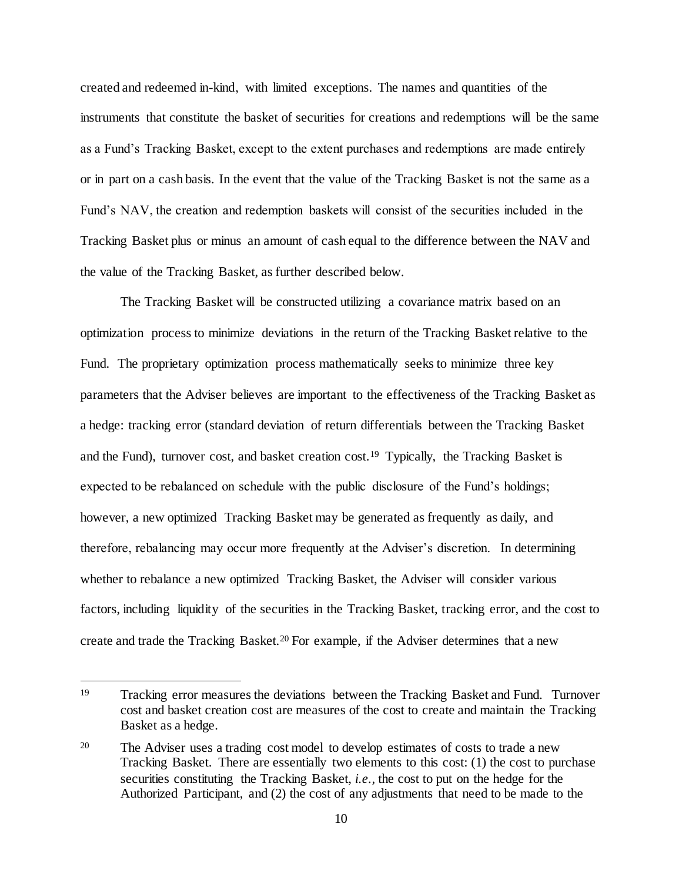created and redeemed in-kind, with limited exceptions. The names and quantities of the instruments that constitute the basket of securities for creations and redemptions will be the same as a Fund's Tracking Basket, except to the extent purchases and redemptions are made entirely or in part on a cash basis. In the event that the value of the Tracking Basket is not the same as a Fund's NAV, the creation and redemption baskets will consist of the securities included in the Tracking Basket plus or minus an amount of cash equal to the difference between the NAV and the value of the Tracking Basket, as further described below.

The Tracking Basket will be constructed utilizing a covariance matrix based on an optimization process to minimize deviations in the return of the Tracking Basket relative to the Fund. The proprietary optimization process mathematically seeks to minimize three key parameters that the Adviser believes are important to the effectiveness of the Tracking Basket as a hedge: tracking error (standard deviation of return differentials between the Tracking Basket and the Fund), turnover cost, and basket creation cost.[19] Typically, the Tracking Basket is expected to be rebalanced on schedule with the public disclosure of the Fund's holdings; however, a new optimized Tracking Basket may be generated as frequently as daily, and therefore, rebalancing may occur more frequently at the Adviser's discretion. In determining whether to rebalance a new optimized Tracking Basket, the Adviser will consider various factors, including liquidity of the securities in the Tracking Basket, tracking error, and the cost to create and trade the Tracking Basket.[20] For example, if the Adviser determines that a new

---

[19] Tracking error measures the deviations between the Tracking Basket and Fund. Turnover cost and basket creation cost are measures of the cost to create and maintain the Tracking Basket as a hedge.

[20] The Adviser uses a trading cost model to develop estimates of costs to trade a new Tracking Basket. There are essentially two elements to this cost: (1) the cost to purchase securities constituting the Tracking Basket, *i.e.*, the cost to put on the hedge for the Authorized Participant, and (2) the cost of any adjustments that need to be made to the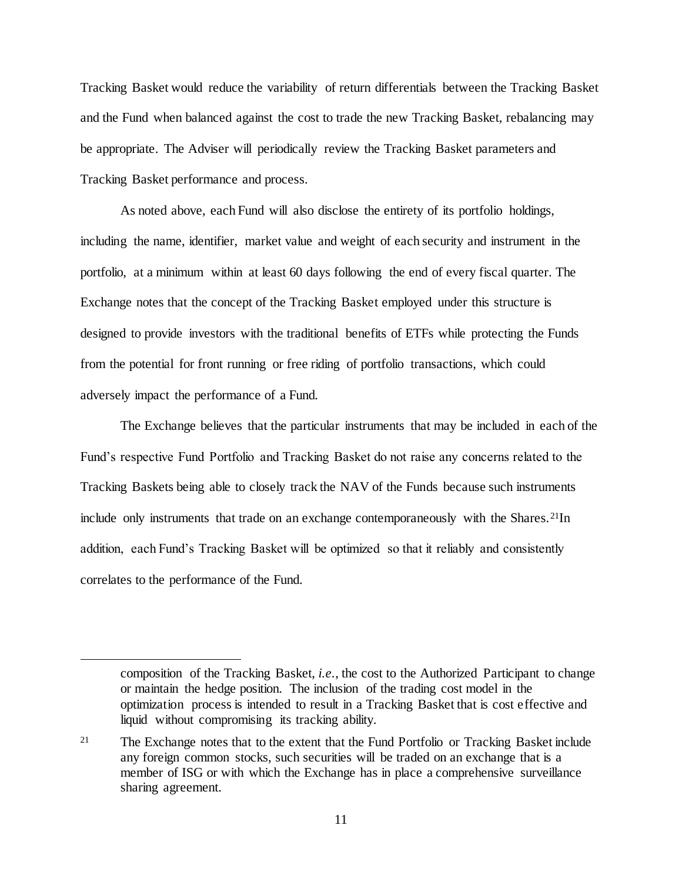Tracking Basket would reduce the variability of return differentials between the Tracking Basket and the Fund when balanced against the cost to trade the new Tracking Basket, rebalancing may be appropriate. The Adviser will periodically review the Tracking Basket parameters and Tracking Basket performance and process.

As noted above, each Fund will also disclose the entirety of its portfolio holdings, including the name, identifier, market value and weight of each security and instrument in the portfolio, at a minimum within at least 60 days following the end of every fiscal quarter. The Exchange notes that the concept of the Tracking Basket employed under this structure is designed to provide investors with the traditional benefits of ETFs while protecting the Funds from the potential for front running or free riding of portfolio transactions, which could adversely impact the performance of a Fund.

The Exchange believes that the particular instruments that may be included in each of the Fund's respective Fund Portfolio and Tracking Basket do not raise any concerns related to the Tracking Baskets being able to closely track the NAV of the Funds because such instruments include only instruments that trade on an exchange contemporaneously with the Shares.[21] In addition, each Fund's Tracking Basket will be optimized so that it reliably and consistently correlates to the performance of the Fund.

---

composition of the Tracking Basket, *i.e.*, the cost to the Authorized Participant to change or maintain the hedge position. The inclusion of the trading cost model in the optimization process is intended to result in a Tracking Basket that is cost effective and liquid without compromising its tracking ability.

[21] The Exchange notes that to the extent that the Fund Portfolio or Tracking Basket include any foreign common stocks, such securities will be traded on an exchange that is a member of ISG or with which the Exchange has in place a comprehensive surveillance sharing agreement.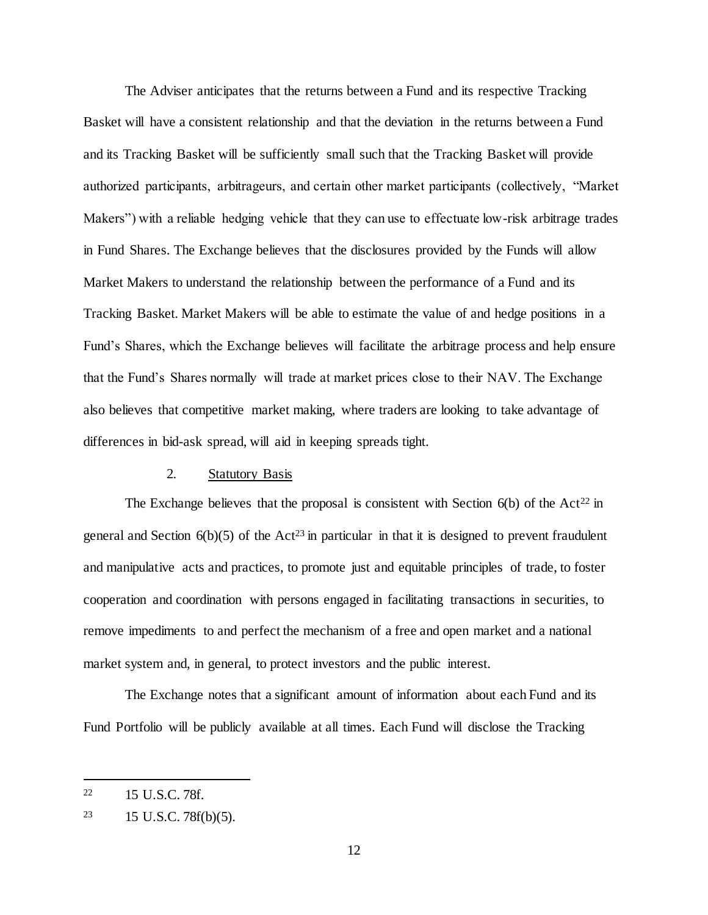The Adviser anticipates that the returns between a Fund and its respective Tracking Basket will have a consistent relationship and that the deviation in the returns between a Fund and its Tracking Basket will be sufficiently small such that the Tracking Basket will provide authorized participants, arbitrageurs, and certain other market participants (collectively, "Market Makers") with a reliable hedging vehicle that they can use to effectuate low-risk arbitrage trades in Fund Shares. The Exchange believes that the disclosures provided by the Funds will allow Market Makers to understand the relationship between the performance of a Fund and its Tracking Basket. Market Makers will be able to estimate the value of and hedge positions in a Fund's Shares, which the Exchange believes will facilitate the arbitrage process and help ensure that the Fund's Shares normally will trade at market prices close to their NAV. The Exchange also believes that competitive market making, where traders are looking to take advantage of differences in bid-ask spread, will aid in keeping spreads tight.

2. Statutory Basis

The Exchange believes that the proposal is consistent with Section 6(b) of the Act[22] in general and Section 6(b)(5) of the Act[23] in particular in that it is designed to prevent fraudulent and manipulative acts and practices, to promote just and equitable principles of trade, to foster cooperation and coordination with persons engaged in facilitating transactions in securities, to remove impediments to and perfect the mechanism of a free and open market and a national market system and, in general, to protect investors and the public interest.

The Exchange notes that a significant amount of information about each Fund and its Fund Portfolio will be publicly available at all times. Each Fund will disclose the Tracking

---

[22] 15 U.S.C. 78f.

[23] 15 U.S.C. 78f(b)(5).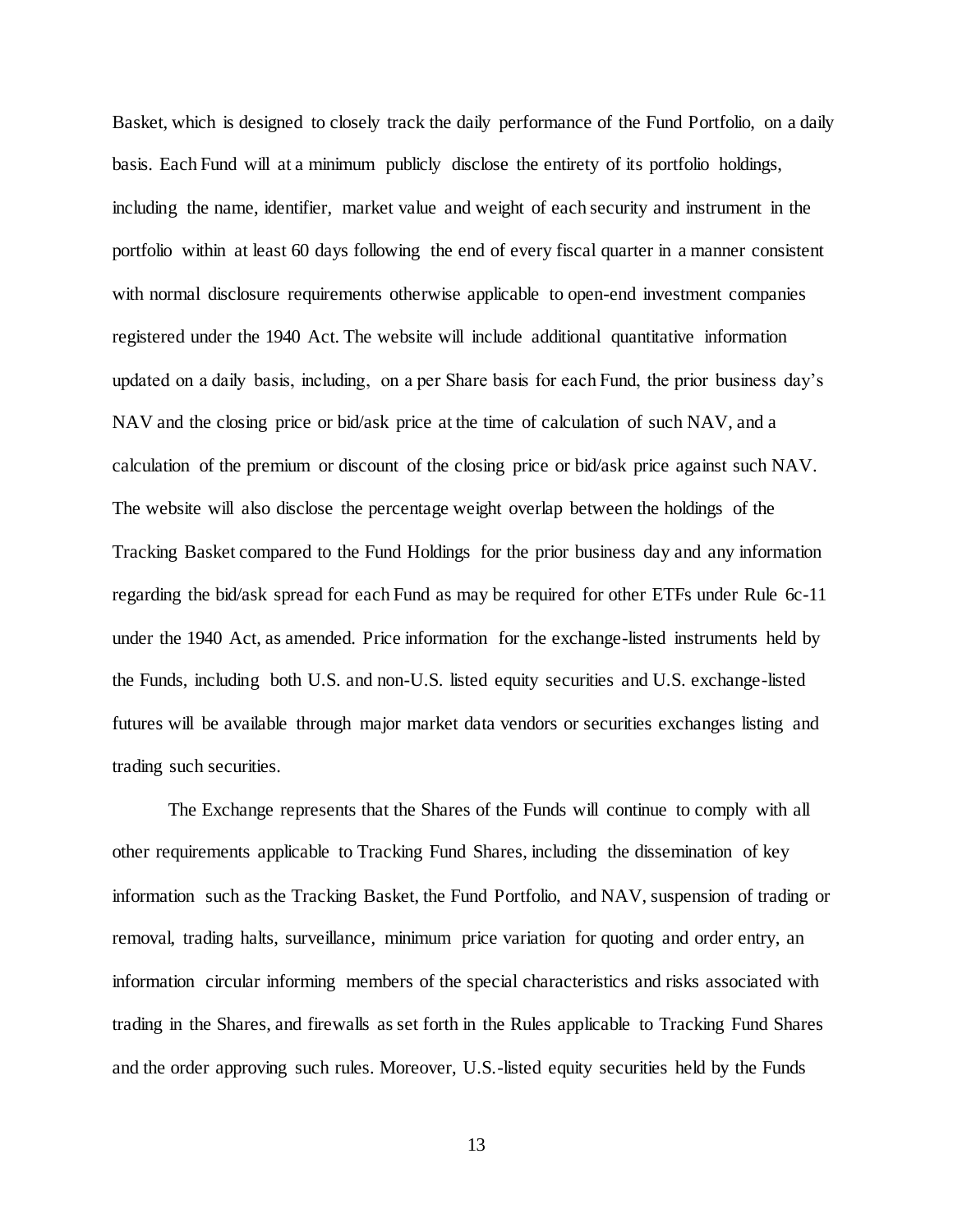Basket, which is designed to closely track the daily performance of the Fund Portfolio, on a daily basis. Each Fund will at a minimum publicly disclose the entirety of its portfolio holdings, including the name, identifier, market value and weight of each security and instrument in the portfolio within at least 60 days following the end of every fiscal quarter in a manner consistent with normal disclosure requirements otherwise applicable to open-end investment companies registered under the 1940 Act. The website will include additional quantitative information updated on a daily basis, including, on a per Share basis for each Fund, the prior business day's NAV and the closing price or bid/ask price at the time of calculation of such NAV, and a calculation of the premium or discount of the closing price or bid/ask price against such NAV. The website will also disclose the percentage weight overlap between the holdings of the Tracking Basket compared to the Fund Holdings for the prior business day and any information regarding the bid/ask spread for each Fund as may be required for other ETFs under Rule 6c-11 under the 1940 Act, as amended. Price information for the exchange-listed instruments held by the Funds, including both U.S. and non-U.S. listed equity securities and U.S. exchange-listed futures will be available through major market data vendors or securities exchanges listing and trading such securities.

The Exchange represents that the Shares of the Funds will continue to comply with all other requirements applicable to Tracking Fund Shares, including the dissemination of key information such as the Tracking Basket, the Fund Portfolio, and NAV, suspension of trading or removal, trading halts, surveillance, minimum price variation for quoting and order entry, an information circular informing members of the special characteristics and risks associated with trading in the Shares, and firewalls as set forth in the Rules applicable to Tracking Fund Shares and the order approving such rules. Moreover, U.S.-listed equity securities held by the Funds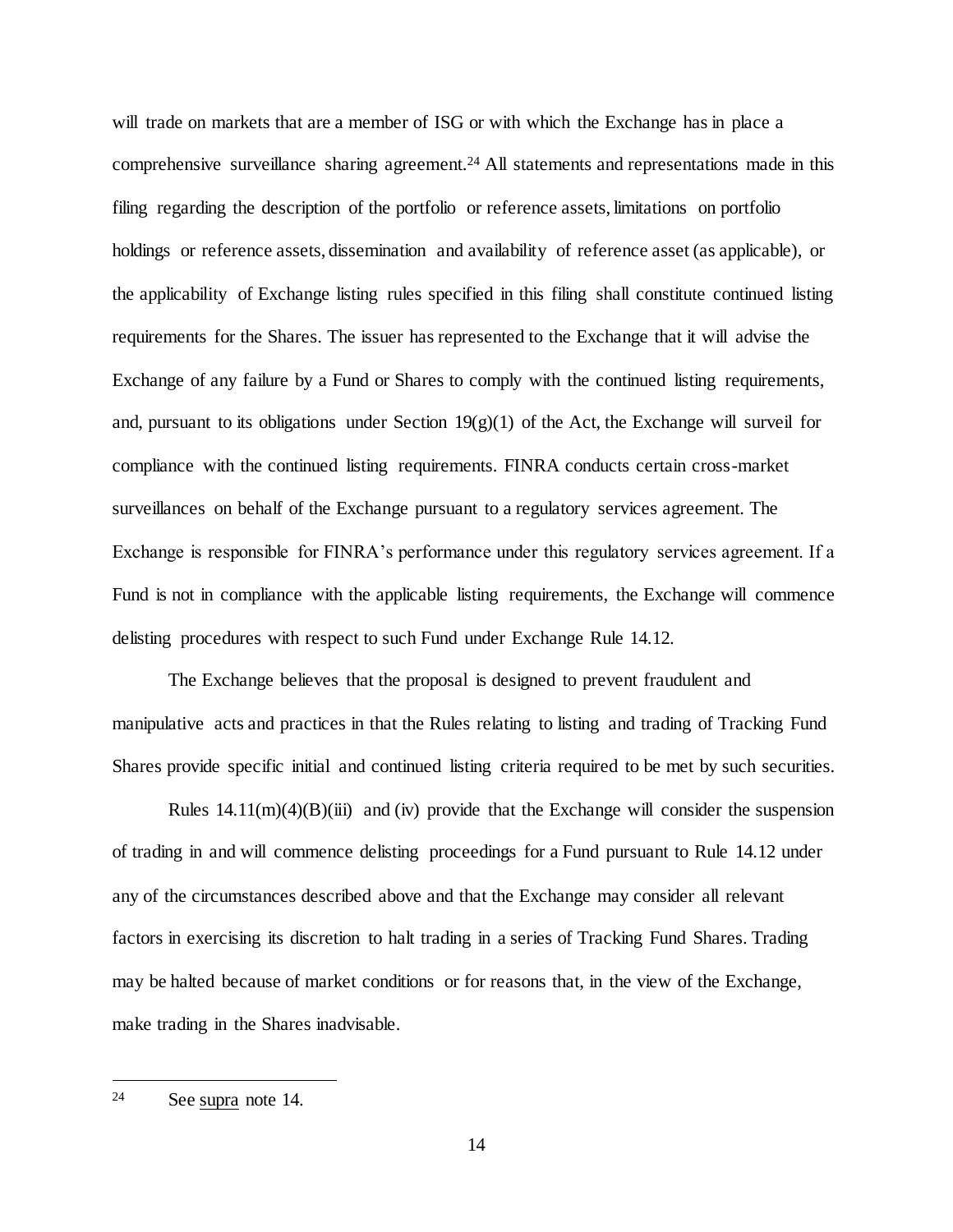will trade on markets that are a member of ISG or with which the Exchange has in place a comprehensive surveillance sharing agreement.[24] All statements and representations made in this filing regarding the description of the portfolio or reference assets, limitations on portfolio holdings or reference assets, dissemination and availability of reference asset (as applicable), or the applicability of Exchange listing rules specified in this filing shall constitute continued listing requirements for the Shares. The issuer has represented to the Exchange that it will advise the Exchange of any failure by a Fund or Shares to comply with the continued listing requirements, and, pursuant to its obligations under Section 19(g)(1) of the Act, the Exchange will surveil for compliance with the continued listing requirements. FINRA conducts certain cross-market surveillances on behalf of the Exchange pursuant to a regulatory services agreement. The Exchange is responsible for FINRA's performance under this regulatory services agreement. If a Fund is not in compliance with the applicable listing requirements, the Exchange will commence delisting procedures with respect to such Fund under Exchange Rule 14.12.

The Exchange believes that the proposal is designed to prevent fraudulent and manipulative acts and practices in that the Rules relating to listing and trading of Tracking Fund Shares provide specific initial and continued listing criteria required to be met by such securities.

Rules 14.11(m)(4)(B)(iii) and (iv) provide that the Exchange will consider the suspension of trading in and will commence delisting proceedings for a Fund pursuant to Rule 14.12 under any of the circumstances described above and that the Exchange may consider all relevant factors in exercising its discretion to halt trading in a series of Tracking Fund Shares. Trading may be halted because of market conditions or for reasons that, in the view of the Exchange, make trading in the Shares inadvisable.

---

[24] See supra note 14.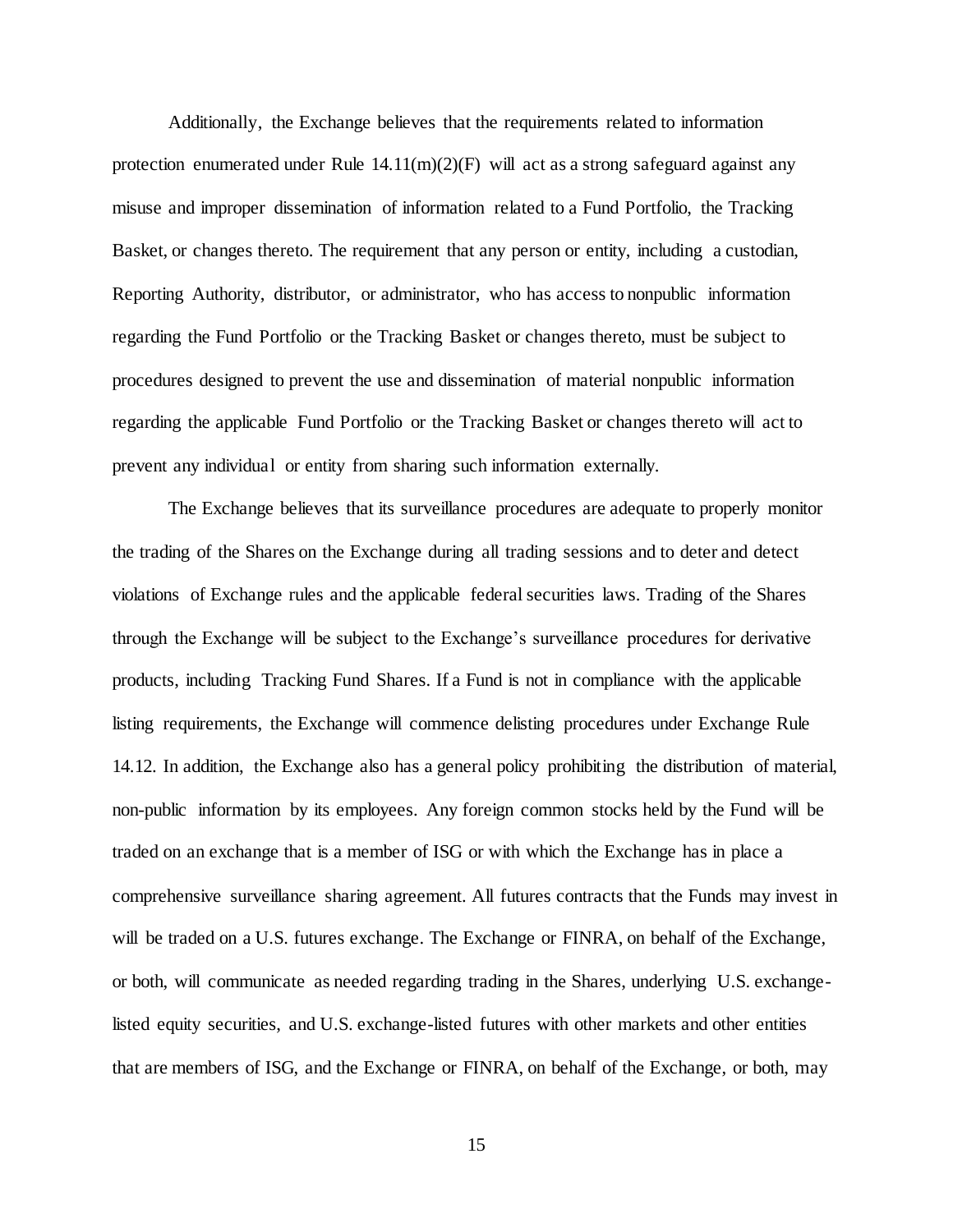Additionally, the Exchange believes that the requirements related to information protection enumerated under Rule 14.11(m)(2)(F) will act as a strong safeguard against any misuse and improper dissemination of information related to a Fund Portfolio, the Tracking Basket, or changes thereto. The requirement that any person or entity, including a custodian, Reporting Authority, distributor, or administrator, who has access to nonpublic information regarding the Fund Portfolio or the Tracking Basket or changes thereto, must be subject to procedures designed to prevent the use and dissemination of material nonpublic information regarding the applicable Fund Portfolio or the Tracking Basket or changes thereto will act to prevent any individual or entity from sharing such information externally.

The Exchange believes that its surveillance procedures are adequate to properly monitor the trading of the Shares on the Exchange during all trading sessions and to deter and detect violations of Exchange rules and the applicable federal securities laws. Trading of the Shares through the Exchange will be subject to the Exchange's surveillance procedures for derivative products, including Tracking Fund Shares. If a Fund is not in compliance with the applicable listing requirements, the Exchange will commence delisting procedures under Exchange Rule 14.12. In addition, the Exchange also has a general policy prohibiting the distribution of material, non-public information by its employees. Any foreign common stocks held by the Fund will be traded on an exchange that is a member of ISG or with which the Exchange has in place a comprehensive surveillance sharing agreement. All futures contracts that the Funds may invest in will be traded on a U.S. futures exchange. The Exchange or FINRA, on behalf of the Exchange, or both, will communicate as needed regarding trading in the Shares, underlying U.S. exchange-listed equity securities, and U.S. exchange-listed futures with other markets and other entities that are members of ISG, and the Exchange or FINRA, on behalf of the Exchange, or both, may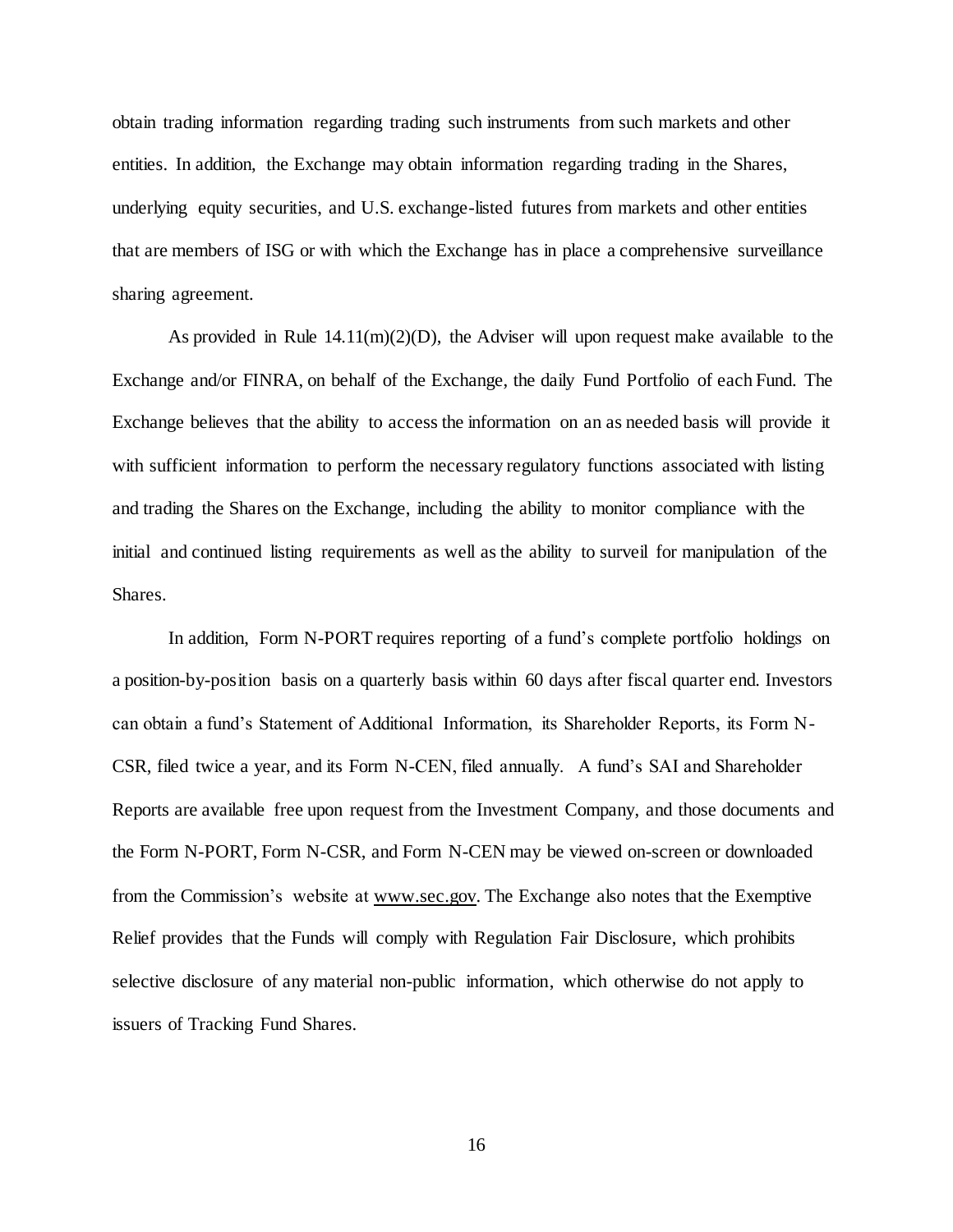obtain trading information regarding trading such instruments from such markets and other entities. In addition, the Exchange may obtain information regarding trading in the Shares, underlying equity securities, and U.S. exchange-listed futures from markets and other entities that are members of ISG or with which the Exchange has in place a comprehensive surveillance sharing agreement.

As provided in Rule 14.11(m)(2)(D), the Adviser will upon request make available to the Exchange and/or FINRA, on behalf of the Exchange, the daily Fund Portfolio of each Fund. The Exchange believes that the ability to access the information on an as needed basis will provide it with sufficient information to perform the necessary regulatory functions associated with listing and trading the Shares on the Exchange, including the ability to monitor compliance with the initial and continued listing requirements as well as the ability to surveil for manipulation of the Shares.

In addition, Form N-PORT requires reporting of a fund's complete portfolio holdings on a position-by-position basis on a quarterly basis within 60 days after fiscal quarter end. Investors can obtain a fund's Statement of Additional Information, its Shareholder Reports, its Form N-CSR, filed twice a year, and its Form N-CEN, filed annually. A fund's SAI and Shareholder Reports are available free upon request from the Investment Company, and those documents and the Form N-PORT, Form N-CSR, and Form N-CEN may be viewed on-screen or downloaded from the Commission's website at www.sec.gov. The Exchange also notes that the Exemptive Relief provides that the Funds will comply with Regulation Fair Disclosure, which prohibits selective disclosure of any material non-public information, which otherwise do not apply to issuers of Tracking Fund Shares.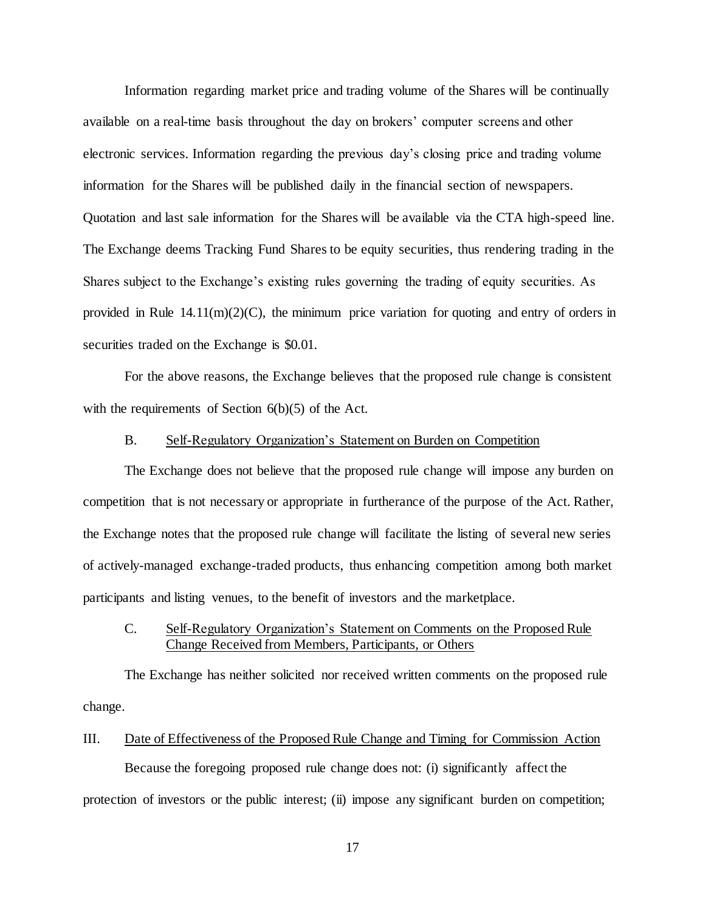Information regarding market price and trading volume of the Shares will be continually available on a real-time basis throughout the day on brokers' computer screens and other electronic services. Information regarding the previous day's closing price and trading volume information for the Shares will be published daily in the financial section of newspapers. Quotation and last sale information for the Shares will be available via the CTA high-speed line. The Exchange deems Tracking Fund Shares to be equity securities, thus rendering trading in the Shares subject to the Exchange's existing rules governing the trading of equity securities. As provided in Rule 14.11(m)(2)(C), the minimum price variation for quoting and entry of orders in securities traded on the Exchange is $0.01.

For the above reasons, the Exchange believes that the proposed rule change is consistent with the requirements of Section 6(b)(5) of the Act.

B. Self-Regulatory Organization's Statement on Burden on Competition

The Exchange does not believe that the proposed rule change will impose any burden on competition that is not necessary or appropriate in furtherance of the purpose of the Act. Rather, the Exchange notes that the proposed rule change will facilitate the listing of several new series of actively-managed exchange-traded products, thus enhancing competition among both market participants and listing venues, to the benefit of investors and the marketplace.

C. Self-Regulatory Organization's Statement on Comments on the Proposed Rule Change Received from Members, Participants, or Others

The Exchange has neither solicited nor received written comments on the proposed rule change.

III. Date of Effectiveness of the Proposed Rule Change and Timing for Commission Action

Because the foregoing proposed rule change does not: (i) significantly affect the protection of investors or the public interest; (ii) impose any significant burden on competition;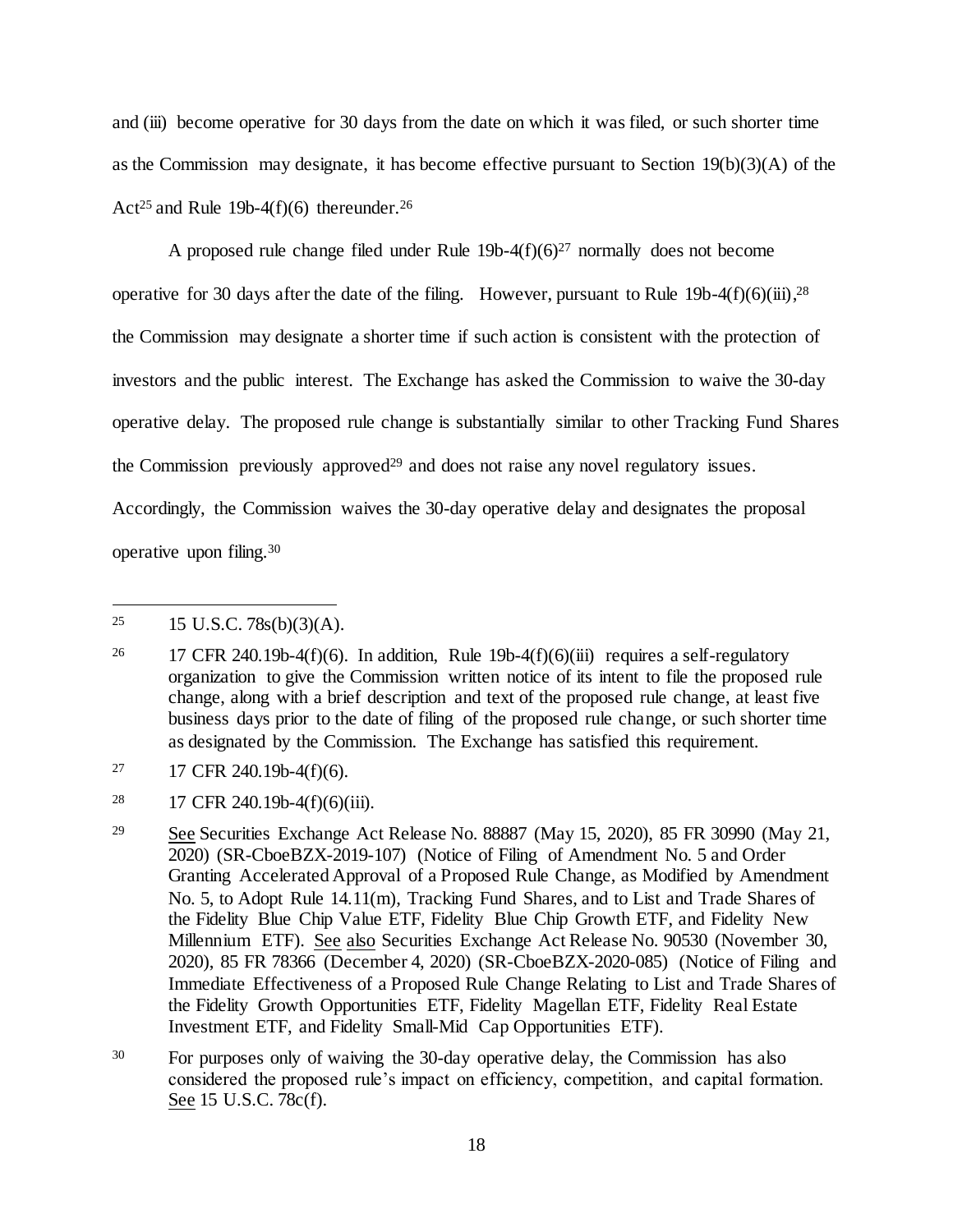and (iii) become operative for 30 days from the date on which it was filed, or such shorter time as the Commission may designate, it has become effective pursuant to Section 19(b)(3)(A) of the Act[25] and Rule 19b-4(f)(6) thereunder.[26]

A proposed rule change filed under Rule 19b-4(f)(6)[27] normally does not become operative for 30 days after the date of the filing. However, pursuant to Rule 19b-4(f)(6)(iii),[28] the Commission may designate a shorter time if such action is consistent with the protection of investors and the public interest. The Exchange has asked the Commission to waive the 30-day operative delay. The proposed rule change is substantially similar to other Tracking Fund Shares the Commission previously approved[29] and does not raise any novel regulatory issues. Accordingly, the Commission waives the 30-day operative delay and designates the proposal operative upon filing.[30]

---

[25] 15 U.S.C. 78s(b)(3)(A).

[26] 17 CFR 240.19b-4(f)(6). In addition, Rule 19b-4(f)(6)(iii) requires a self-regulatory organization to give the Commission written notice of its intent to file the proposed rule change, along with a brief description and text of the proposed rule change, at least five business days prior to the date of filing of the proposed rule change, or such shorter time as designated by the Commission. The Exchange has satisfied this requirement.

[27] 17 CFR 240.19b-4(f)(6).

[28] 17 CFR 240.19b-4(f)(6)(iii).

[29] See Securities Exchange Act Release No. 88887 (May 15, 2020), 85 FR 30990 (May 21, 2020) (SR-CboeBZX-2019-107) (Notice of Filing of Amendment No. 5 and Order Granting Accelerated Approval of a Proposed Rule Change, as Modified by Amendment No. 5, to Adopt Rule 14.11(m), Tracking Fund Shares, and to List and Trade Shares of the Fidelity Blue Chip Value ETF, Fidelity Blue Chip Growth ETF, and Fidelity New Millennium ETF). See also Securities Exchange Act Release No. 90530 (November 30, 2020), 85 FR 78366 (December 4, 2020) (SR-CboeBZX-2020-085) (Notice of Filing and Immediate Effectiveness of a Proposed Rule Change Relating to List and Trade Shares of the Fidelity Growth Opportunities ETF, Fidelity Magellan ETF, Fidelity Real Estate Investment ETF, and Fidelity Small-Mid Cap Opportunities ETF).

[30] For purposes only of waiving the 30-day operative delay, the Commission has also considered the proposed rule's impact on efficiency, competition, and capital formation. See 15 U.S.C. 78c(f).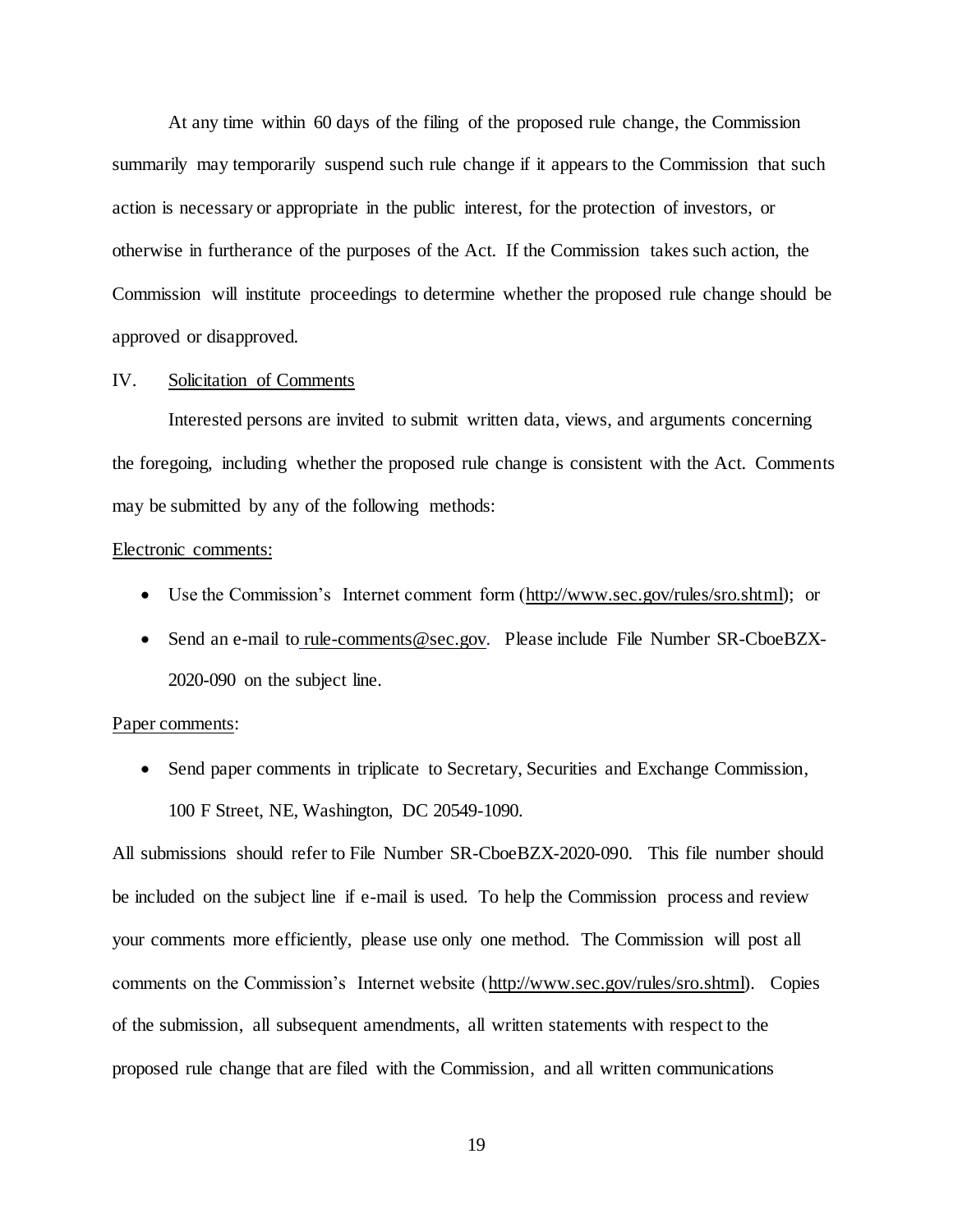At any time within 60 days of the filing of the proposed rule change, the Commission summarily may temporarily suspend such rule change if it appears to the Commission that such action is necessary or appropriate in the public interest, for the protection of investors, or otherwise in furtherance of the purposes of the Act. If the Commission takes such action, the Commission will institute proceedings to determine whether the proposed rule change should be approved or disapproved.

IV. Solicitation of Comments

Interested persons are invited to submit written data, views, and arguments concerning the foregoing, including whether the proposed rule change is consistent with the Act. Comments may be submitted by any of the following methods:

Electronic comments:

- Use the Commission's Internet comment form (http://www.sec.gov/rules/sro.shtml); or
- Send an e-mail to rule-comments@sec.gov. Please include File Number SR-CboeBZX-2020-090 on the subject line.

Paper comments:

- Send paper comments in triplicate to Secretary, Securities and Exchange Commission, 100 F Street, NE, Washington, DC 20549-1090.

All submissions should refer to File Number SR-CboeBZX-2020-090. This file number should be included on the subject line if e-mail is used. To help the Commission process and review your comments more efficiently, please use only one method. The Commission will post all comments on the Commission's Internet website (http://www.sec.gov/rules/sro.shtml). Copies of the submission, all subsequent amendments, all written statements with respect to the proposed rule change that are filed with the Commission, and all written communications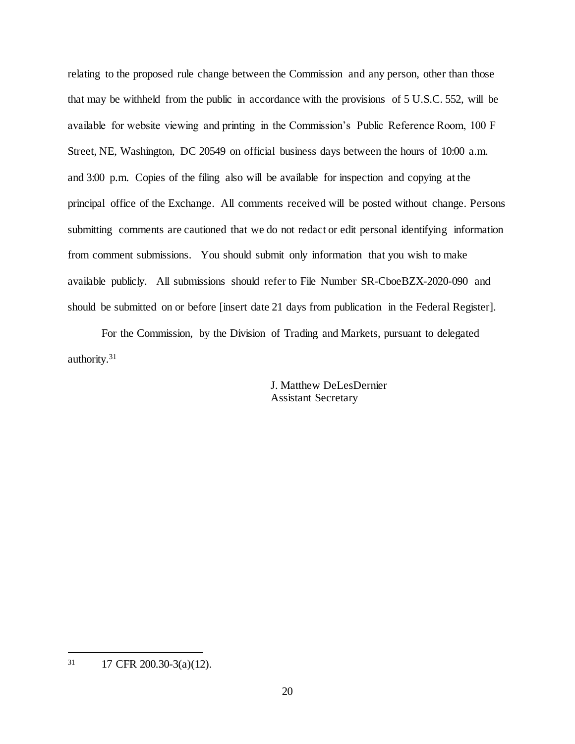relating to the proposed rule change between the Commission and any person, other than those that may be withheld from the public in accordance with the provisions of 5 U.S.C. 552, will be available for website viewing and printing in the Commission's Public Reference Room, 100 F Street, NE, Washington, DC 20549 on official business days between the hours of 10:00 a.m. and 3:00 p.m. Copies of the filing also will be available for inspection and copying at the principal office of the Exchange. All comments received will be posted without change. Persons submitting comments are cautioned that we do not redact or edit personal identifying information from comment submissions. You should submit only information that you wish to make available publicly. All submissions should refer to File Number SR-CboeBZX-2020-090 and should be submitted on or before [insert date 21 days from publication in the Federal Register].

For the Commission, by the Division of Trading and Markets, pursuant to delegated authority.[31]

J. Matthew DeLesDernier
Assistant Secretary

---

[31] 17 CFR 200.30-3(a)(12).